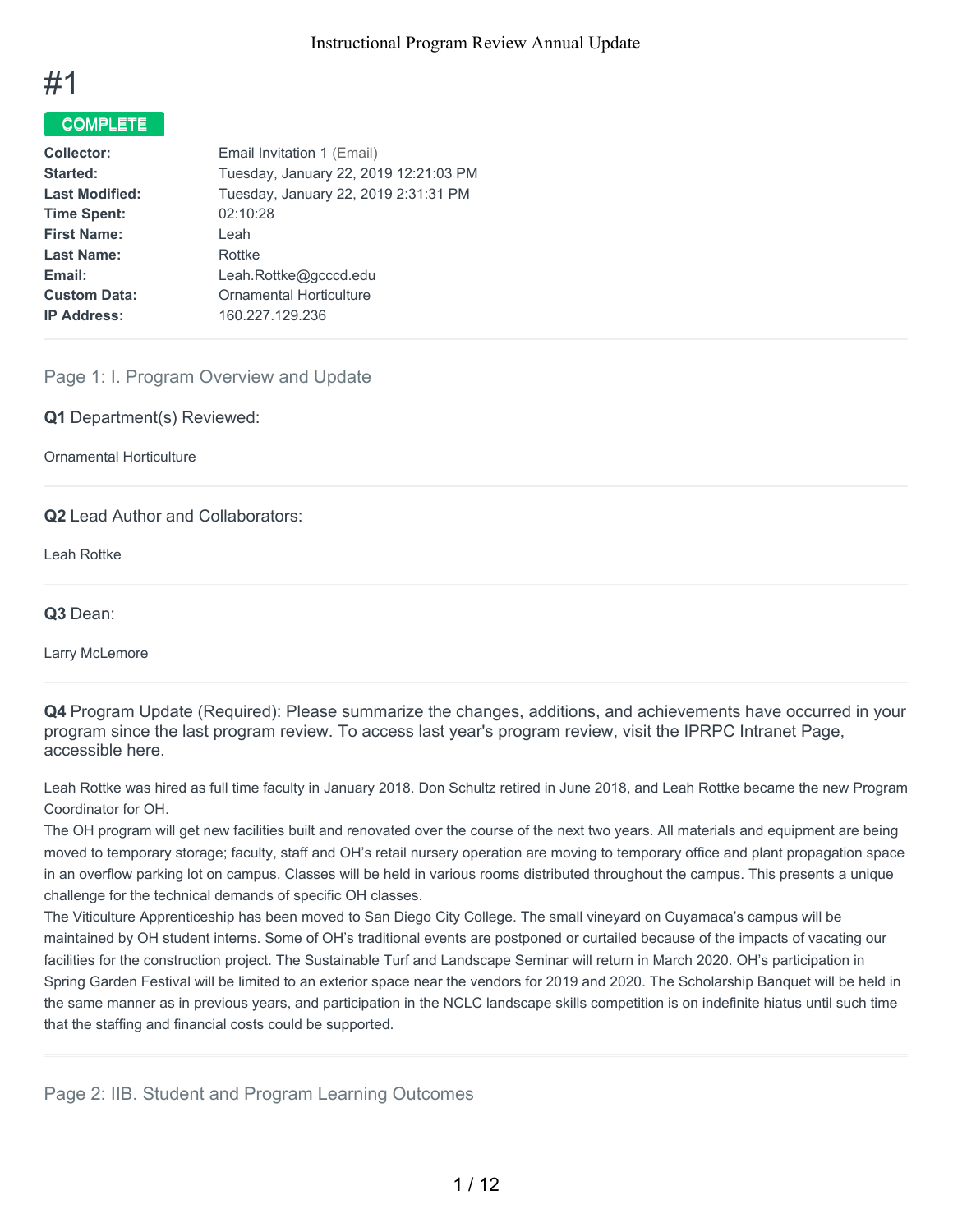# #1

COMPLETE

| | |
|---|---|
| **Collector:** | Email Invitation 1 (Email) |
| **Started:** | Tuesday, January 22, 2019 12:21:03 PM |
| **Last Modified:** | Tuesday, January 22, 2019 2:31:31 PM |
| **Time Spent:** | 02:10:28 |
| **First Name:** | Leah |
| **Last Name:** | Rottke |
| **Email:** | Leah.Rottke@gcccd.edu |
| **Custom Data:** | Ornamental Horticulture |
| **IP Address:** | 160.227.129.236 |

## Page 1: I. Program Overview and Update

**Q1** Department(s) Reviewed:

Ornamental Horticulture

**Q2** Lead Author and Collaborators:

Leah Rottke

**Q3** Dean:

Larry McLemore

**Q4** Program Update (Required): Please summarize the changes, additions, and achievements have occurred in your program since the last program review. To access last year's program review, visit the IPRPC Intranet Page, accessible here.

Leah Rottke was hired as full time faculty in January 2018. Don Schultz retired in June 2018, and Leah Rottke became the new Program Coordinator for OH.
The OH program will get new facilities built and renovated over the course of the next two years. All materials and equipment are being moved to temporary storage; faculty, staff and OH's retail nursery operation are moving to temporary office and plant propagation space in an overflow parking lot on campus. Classes will be held in various rooms distributed throughout the campus. This presents a unique challenge for the technical demands of specific OH classes.
The Viticulture Apprenticeship has been moved to San Diego City College. The small vineyard on Cuyamaca's campus will be maintained by OH student interns. Some of OH's traditional events are postponed or curtailed because of the impacts of vacating our facilities for the construction project. The Sustainable Turf and Landscape Seminar will return in March 2020. OH's participation in Spring Garden Festival will be limited to an exterior space near the vendors for 2019 and 2020. The Scholarship Banquet will be held in the same manner as in previous years, and participation in the NCLC landscape skills competition is on indefinite hiatus until such time that the staffing and financial costs could be supported.

## Page 2: IIB. Student and Program Learning Outcomes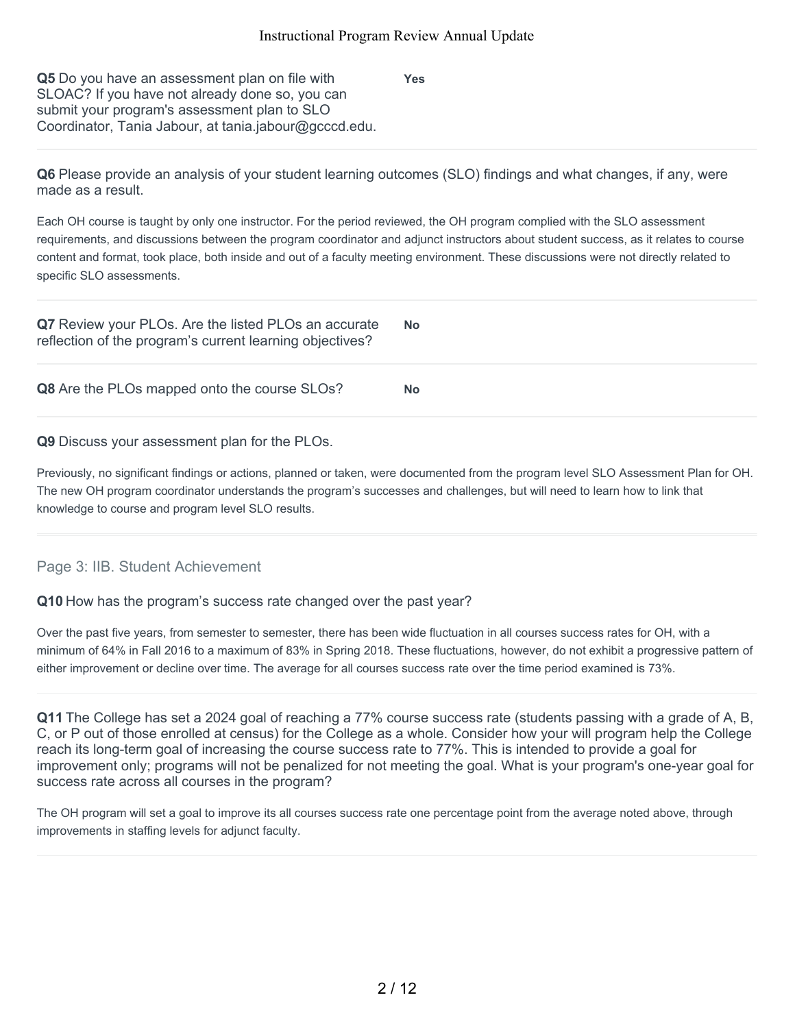**Q5** Do you have an assessment plan on file with SLOAC? If you have not already done so, you can submit your program's assessment plan to SLO Coordinator, Tania Jabour, at tania.jabour@gcccd.edu.

**Yes**

**Q6** Please provide an analysis of your student learning outcomes (SLO) findings and what changes, if any, were made as a result.

Each OH course is taught by only one instructor. For the period reviewed, the OH program complied with the SLO assessment requirements, and discussions between the program coordinator and adjunct instructors about student success, as it relates to course content and format, took place, both inside and out of a faculty meeting environment. These discussions were not directly related to specific SLO assessments.

**Q7** Review your PLOs. Are the listed PLOs an accurate reflection of the program's current learning objectives?

**No**

**Q8** Are the PLOs mapped onto the course SLOs?

**No**

**Q9** Discuss your assessment plan for the PLOs.

Previously, no significant findings or actions, planned or taken, were documented from the program level SLO Assessment Plan for OH. The new OH program coordinator understands the program's successes and challenges, but will need to learn how to link that knowledge to course and program level SLO results.

## Page 3: IIB. Student Achievement

**Q10** How has the program's success rate changed over the past year?

Over the past five years, from semester to semester, there has been wide fluctuation in all courses success rates for OH, with a minimum of 64% in Fall 2016 to a maximum of 83% in Spring 2018. These fluctuations, however, do not exhibit a progressive pattern of either improvement or decline over time. The average for all courses success rate over the time period examined is 73%.

**Q11** The College has set a 2024 goal of reaching a 77% course success rate (students passing with a grade of A, B, C, or P out of those enrolled at census) for the College as a whole. Consider how your will program help the College reach its long-term goal of increasing the course success rate to 77%. This is intended to provide a goal for improvement only; programs will not be penalized for not meeting the goal. What is your program's one-year goal for success rate across all courses in the program?

The OH program will set a goal to improve its all courses success rate one percentage point from the average noted above, through improvements in staffing levels for adjunct faculty.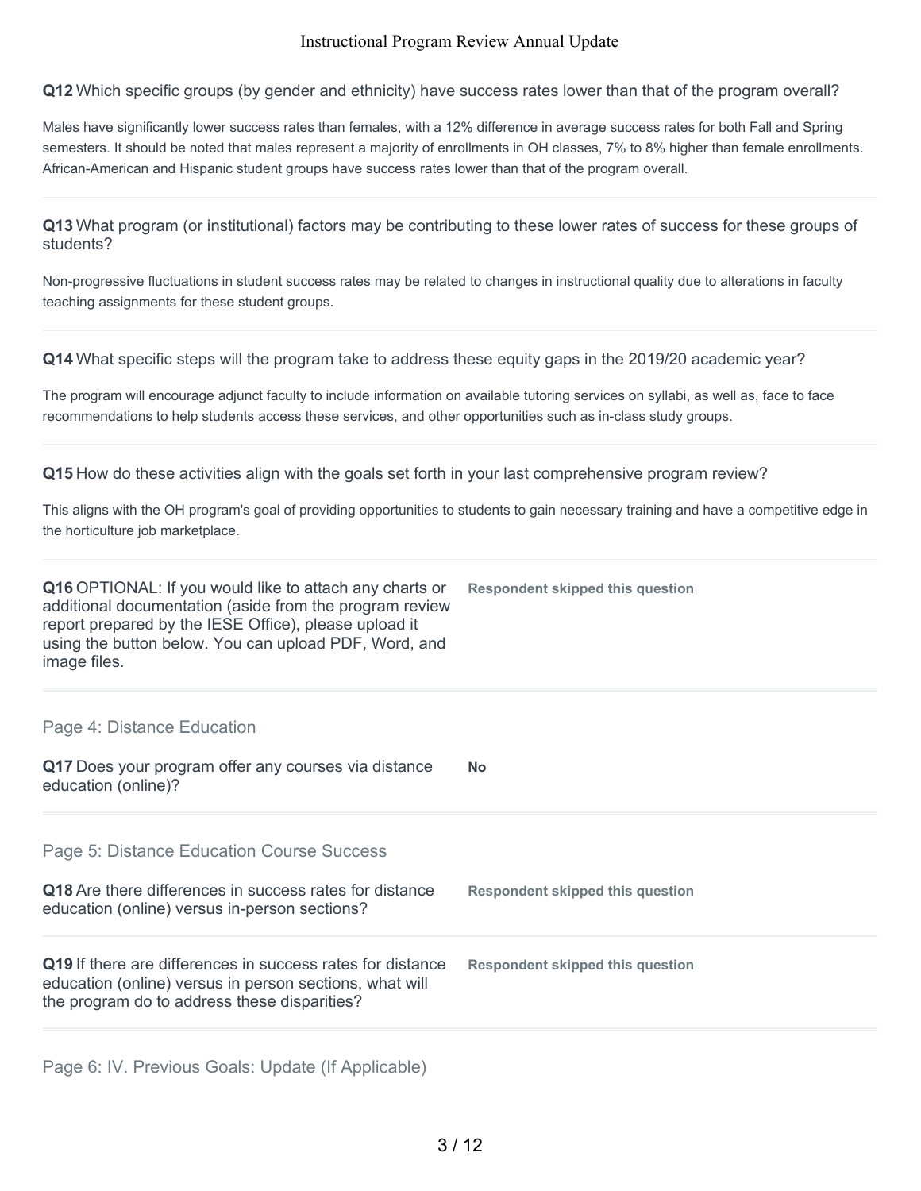**Q12** Which specific groups (by gender and ethnicity) have success rates lower than that of the program overall?

Males have significantly lower success rates than females, with a 12% difference in average success rates for both Fall and Spring semesters. It should be noted that males represent a majority of enrollments in OH classes, 7% to 8% higher than female enrollments. African-American and Hispanic student groups have success rates lower than that of the program overall.

---

**Q13** What program (or institutional) factors may be contributing to these lower rates of success for these groups of students?

Non-progressive fluctuations in student success rates may be related to changes in instructional quality due to alterations in faculty teaching assignments for these student groups.

---

**Q14** What specific steps will the program take to address these equity gaps in the 2019/20 academic year?

The program will encourage adjunct faculty to include information on available tutoring services on syllabi, as well as, face to face recommendations to help students access these services, and other opportunities such as in-class study groups.

---

**Q15** How do these activities align with the goals set forth in your last comprehensive program review?

This aligns with the OH program's goal of providing opportunities to students to gain necessary training and have a competitive edge in the horticulture job marketplace.

---

**Q16** OPTIONAL: If you would like to attach any charts or additional documentation (aside from the program review report prepared by the IESE Office), please upload it using the button below. You can upload PDF, Word, and image files.

**Respondent skipped this question**

---

## Page 4: Distance Education

**Q17** Does your program offer any courses via distance education (online)?

**No**

---

## Page 5: Distance Education Course Success

**Q18** Are there differences in success rates for distance education (online) versus in-person sections?

**Respondent skipped this question**

**Q19** If there are differences in success rates for distance education (online) versus in person sections, what will the program do to address these disparities?

**Respondent skipped this question**

---

## Page 6: IV. Previous Goals: Update (If Applicable)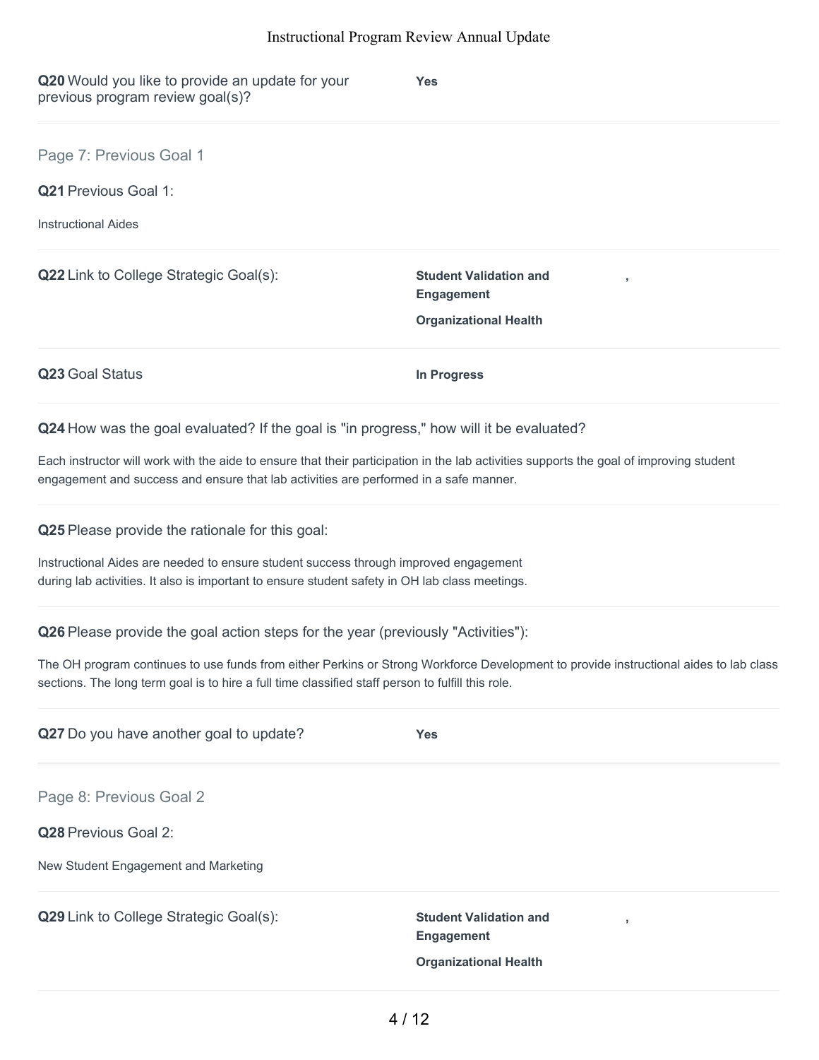**Q20** Would you like to provide an update for your previous program review goal(s)?

**Yes**

## Page 7: Previous Goal 1

**Q21** Previous Goal 1:

Instructional Aides

**Q22** Link to College Strategic Goal(s):

**Student Validation and Engagement** ,

**Organizational Health**

**Q23** Goal Status

**In Progress**

**Q24** How was the goal evaluated? If the goal is "in progress," how will it be evaluated?

Each instructor will work with the aide to ensure that their participation in the lab activities supports the goal of improving student engagement and success and ensure that lab activities are performed in a safe manner.

**Q25** Please provide the rationale for this goal:

Instructional Aides are needed to ensure student success through improved engagement during lab activities. It also is important to ensure student safety in OH lab class meetings.

**Q26** Please provide the goal action steps for the year (previously "Activities"):

The OH program continues to use funds from either Perkins or Strong Workforce Development to provide instructional aides to lab class sections. The long term goal is to hire a full time classified staff person to fulfill this role.

**Q27** Do you have another goal to update?

**Yes**

## Page 8: Previous Goal 2

**Q28** Previous Goal 2:

New Student Engagement and Marketing

**Q29** Link to College Strategic Goal(s):

**Student Validation and Engagement** ,

**Organizational Health**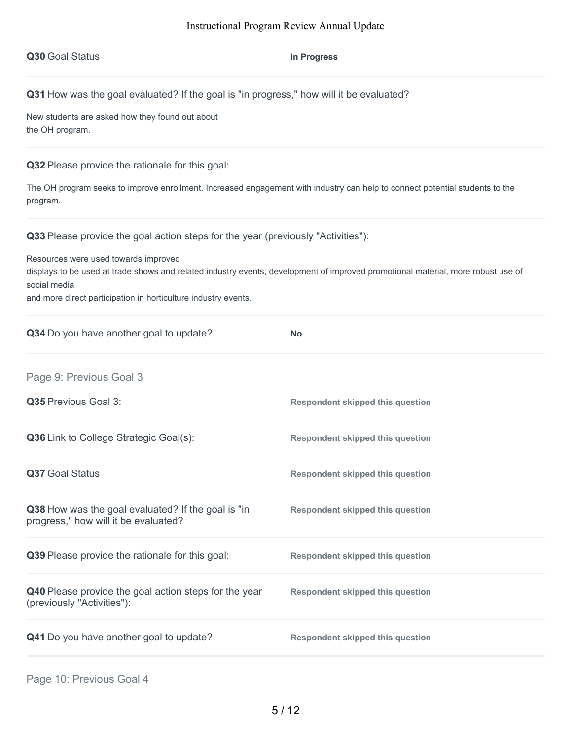**Q30** Goal Status

**In Progress**

---

**Q31** How was the goal evaluated? If the goal is "in progress," how will it be evaluated?

New students are asked how they found out about the OH program.

---

**Q32** Please provide the rationale for this goal:

The OH program seeks to improve enrollment. Increased engagement with industry can help to connect potential students to the program.

---

**Q33** Please provide the goal action steps for the year (previously "Activities"):

Resources were used towards improved displays to be used at trade shows and related industry events, development of improved promotional material, more robust use of social media and more direct participation in horticulture industry events.

---

**Q34** Do you have another goal to update?

**No**

---

## Page 9: Previous Goal 3

| Question | Response |
|---|---|
| **Q35** Previous Goal 3: | **Respondent skipped this question** |
| **Q36** Link to College Strategic Goal(s): | **Respondent skipped this question** |
| **Q37** Goal Status | **Respondent skipped this question** |
| **Q38** How was the goal evaluated? If the goal is "in progress," how will it be evaluated? | **Respondent skipped this question** |
| **Q39** Please provide the rationale for this goal: | **Respondent skipped this question** |
| **Q40** Please provide the goal action steps for the year (previously "Activities"): | **Respondent skipped this question** |
| **Q41** Do you have another goal to update? | **Respondent skipped this question** |

## Page 10: Previous Goal 4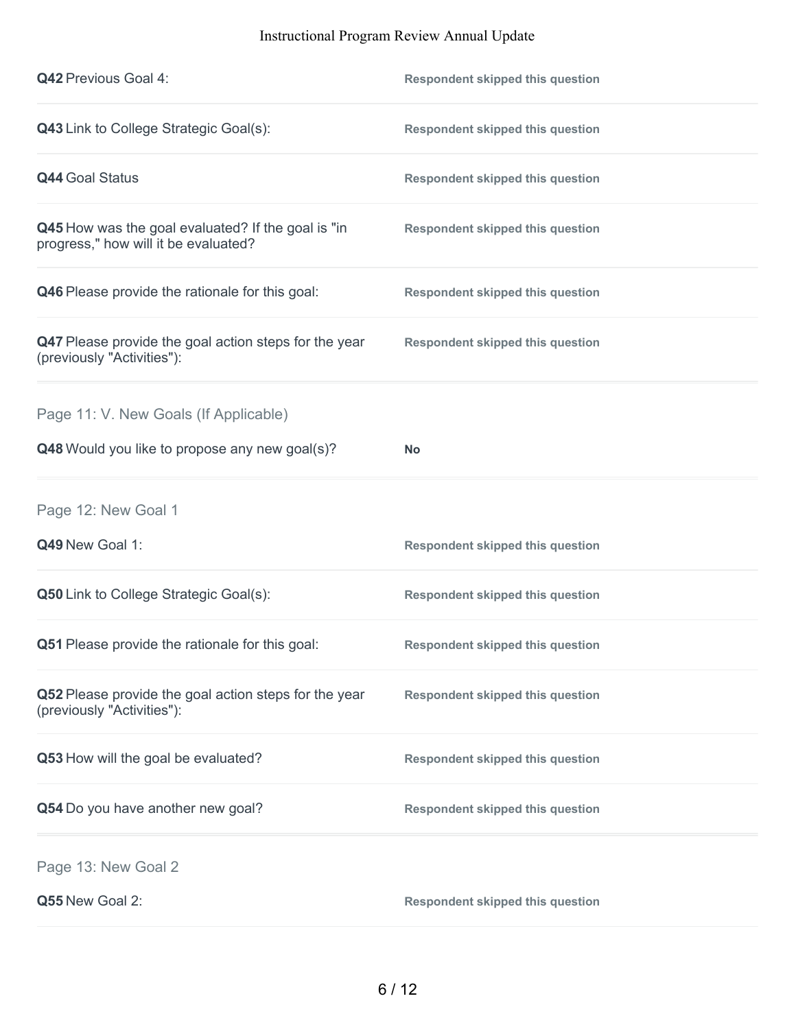**Q42** Previous Goal 4: **Respondent skipped this question**

**Q43** Link to College Strategic Goal(s): **Respondent skipped this question**

**Q44** Goal Status **Respondent skipped this question**

**Q45** How was the goal evaluated? If the goal is "in progress," how will it be evaluated? **Respondent skipped this question**

**Q46** Please provide the rationale for this goal: **Respondent skipped this question**

**Q47** Please provide the goal action steps for the year (previously "Activities"): **Respondent skipped this question**

## Page 11: V. New Goals (If Applicable)

**Q48** Would you like to propose any new goal(s)? **No**

## Page 12: New Goal 1

**Q49** New Goal 1: **Respondent skipped this question**

**Q50** Link to College Strategic Goal(s): **Respondent skipped this question**

**Q51** Please provide the rationale for this goal: **Respondent skipped this question**

**Q52** Please provide the goal action steps for the year (previously "Activities"): **Respondent skipped this question**

**Q53** How will the goal be evaluated? **Respondent skipped this question**

**Q54** Do you have another new goal? **Respondent skipped this question**

## Page 13: New Goal 2

**Q55** New Goal 2: **Respondent skipped this question**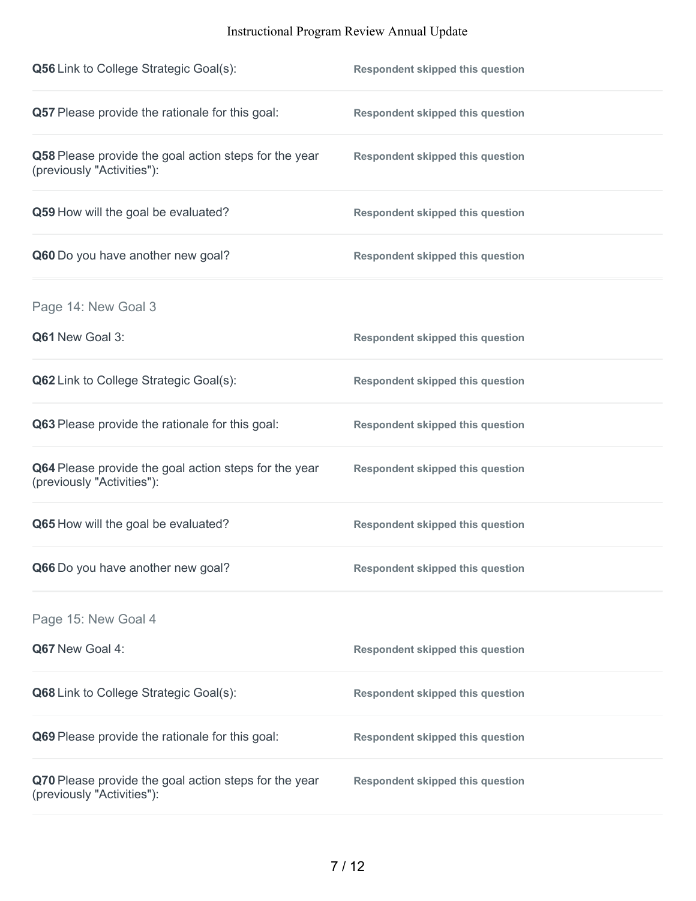**Q56** Link to College Strategic Goal(s): **Respondent skipped this question**

**Q57** Please provide the rationale for this goal: **Respondent skipped this question**

**Q58** Please provide the goal action steps for the year (previously "Activities"): **Respondent skipped this question**

**Q59** How will the goal be evaluated? **Respondent skipped this question**

**Q60** Do you have another new goal? **Respondent skipped this question**

## Page 14: New Goal 3

**Q61** New Goal 3: **Respondent skipped this question**

**Q62** Link to College Strategic Goal(s): **Respondent skipped this question**

**Q63** Please provide the rationale for this goal: **Respondent skipped this question**

**Q64** Please provide the goal action steps for the year (previously "Activities"): **Respondent skipped this question**

**Q65** How will the goal be evaluated? **Respondent skipped this question**

**Q66** Do you have another new goal? **Respondent skipped this question**

## Page 15: New Goal 4

**Q67** New Goal 4: **Respondent skipped this question**

**Q68** Link to College Strategic Goal(s): **Respondent skipped this question**

**Q69** Please provide the rationale for this goal: **Respondent skipped this question**

**Q70** Please provide the goal action steps for the year (previously "Activities"): **Respondent skipped this question**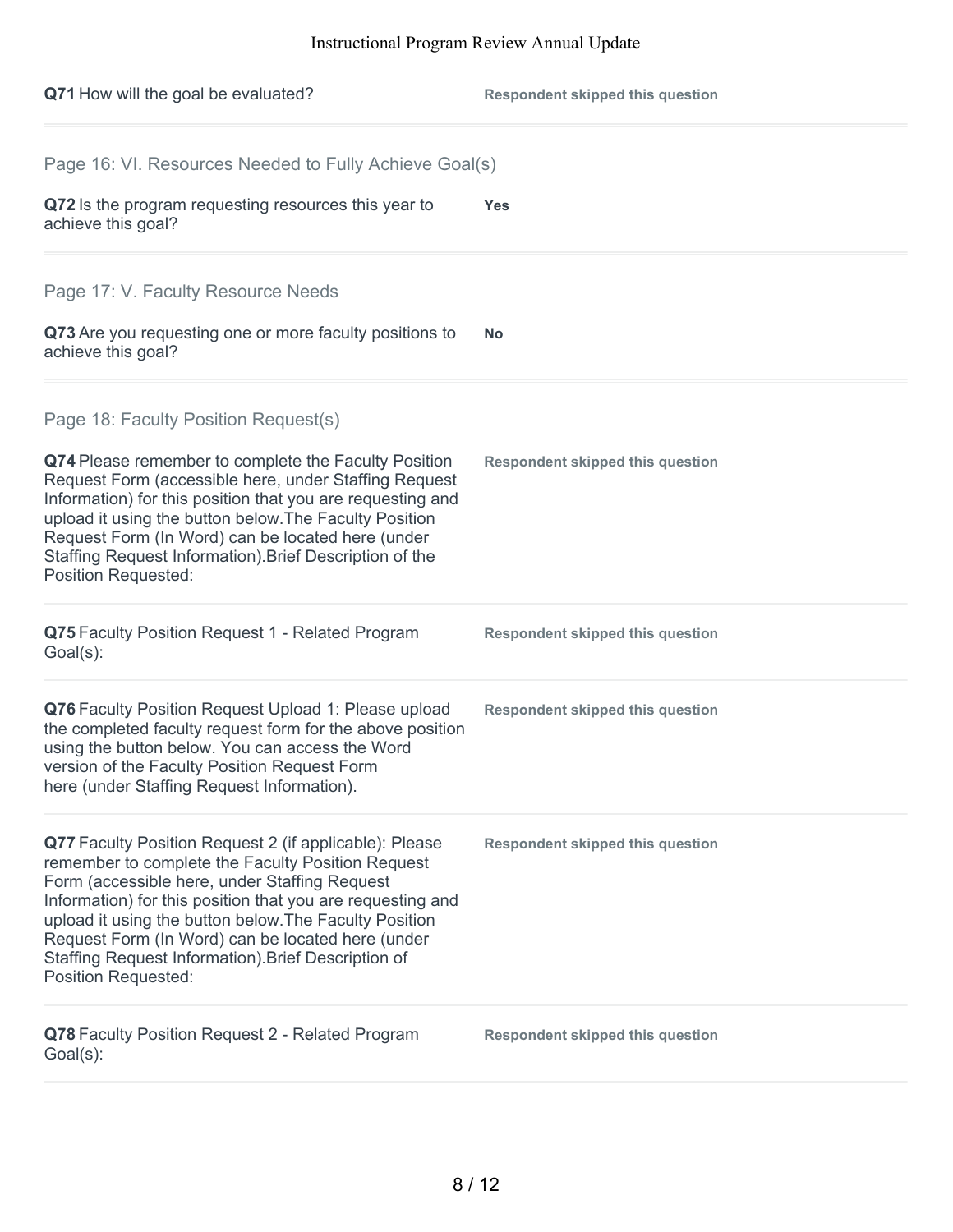**Q71** How will the goal be evaluated?

**Respondent skipped this question**

## Page 16: VI. Resources Needed to Fully Achieve Goal(s)

**Q72** Is the program requesting resources this year to achieve this goal?

**Yes**

## Page 17: V. Faculty Resource Needs

**Q73** Are you requesting one or more faculty positions to achieve this goal?

**No**

## Page 18: Faculty Position Request(s)

**Q74** Please remember to complete the Faculty Position Request Form (accessible here, under Staffing Request Information) for this position that you are requesting and upload it using the button below.The Faculty Position Request Form (In Word) can be located here (under Staffing Request Information).Brief Description of the Position Requested:

**Respondent skipped this question**

**Q75** Faculty Position Request 1 - Related Program Goal(s):

**Respondent skipped this question**

**Q76** Faculty Position Request Upload 1: Please upload the completed faculty request form for the above position using the button below. You can access the Word version of the Faculty Position Request Form here (under Staffing Request Information).

**Respondent skipped this question**

**Q77** Faculty Position Request 2 (if applicable): Please remember to complete the Faculty Position Request Form (accessible here, under Staffing Request Information) for this position that you are requesting and upload it using the button below.The Faculty Position Request Form (In Word) can be located here (under Staffing Request Information).Brief Description of Position Requested:

**Respondent skipped this question**

**Q78** Faculty Position Request 2 - Related Program Goal(s):

**Respondent skipped this question**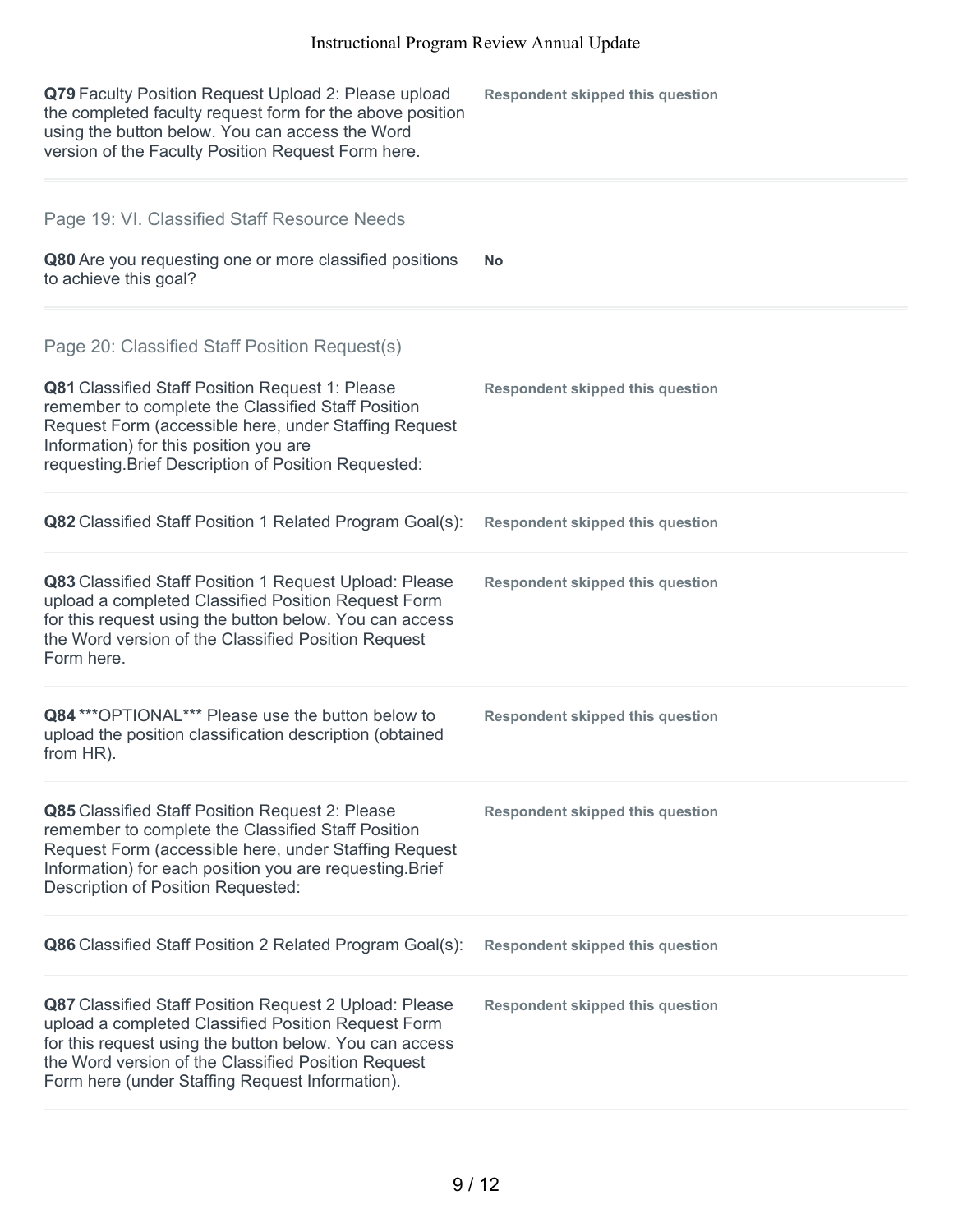**Q79** Faculty Position Request Upload 2: Please upload the completed faculty request form for the above position using the button below. You can access the Word version of the Faculty Position Request Form here.

**Respondent skipped this question**

## Page 19: VI. Classified Staff Resource Needs

**Q80** Are you requesting one or more classified positions to achieve this goal?

**No**

## Page 20: Classified Staff Position Request(s)

**Q81** Classified Staff Position Request 1: Please remember to complete the Classified Staff Position Request Form (accessible here, under Staffing Request Information) for this position you are requesting.Brief Description of Position Requested:

**Respondent skipped this question**

**Q82** Classified Staff Position 1 Related Program Goal(s):

**Respondent skipped this question**

**Q83** Classified Staff Position 1 Request Upload: Please upload a completed Classified Position Request Form for this request using the button below. You can access the Word version of the Classified Position Request Form here.

**Respondent skipped this question**

**Q84** ***OPTIONAL*** Please use the button below to upload the position classification description (obtained from HR).

**Respondent skipped this question**

**Q85** Classified Staff Position Request 2: Please remember to complete the Classified Staff Position Request Form (accessible here, under Staffing Request Information) for each position you are requesting.Brief Description of Position Requested:

**Respondent skipped this question**

**Q86** Classified Staff Position 2 Related Program Goal(s):

**Respondent skipped this question**

**Q87** Classified Staff Position Request 2 Upload: Please upload a completed Classified Position Request Form for this request using the button below. You can access the Word version of the Classified Position Request Form here (under Staffing Request Information).

**Respondent skipped this question**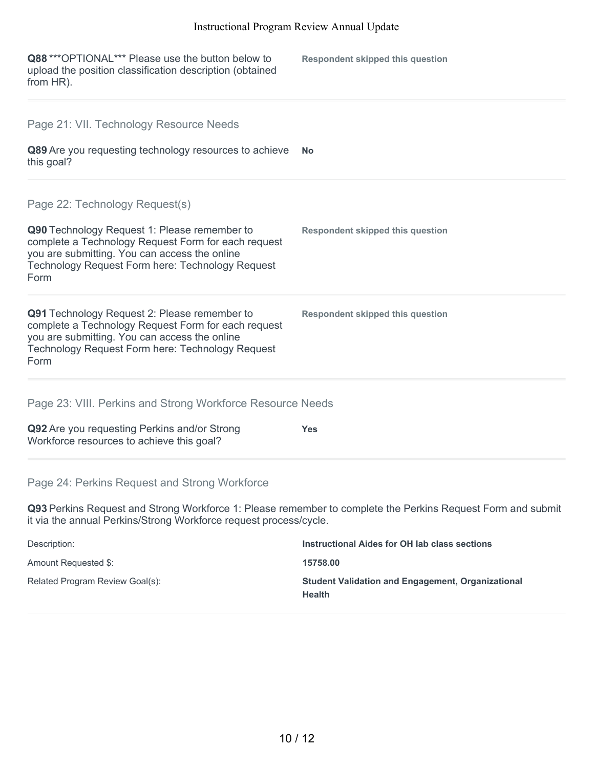**Q88** ***OPTIONAL*** Please use the button below to upload the position classification description (obtained from HR).

**Respondent skipped this question**

## Page 21: VII. Technology Resource Needs

**Q89** Are you requesting technology resources to achieve this goal?

**No**

## Page 22: Technology Request(s)

**Q90** Technology Request 1: Please remember to complete a Technology Request Form for each request you are submitting. You can access the online Technology Request Form here: Technology Request Form

**Respondent skipped this question**

**Q91** Technology Request 2: Please remember to complete a Technology Request Form for each request you are submitting. You can access the online Technology Request Form here: Technology Request Form

**Respondent skipped this question**

## Page 23: VIII. Perkins and Strong Workforce Resource Needs

**Q92** Are you requesting Perkins and/or Strong Workforce resources to achieve this goal?

**Yes**

## Page 24: Perkins Request and Strong Workforce

**Q93** Perkins Request and Strong Workforce 1: Please remember to complete the Perkins Request Form and submit it via the annual Perkins/Strong Workforce request process/cycle.

| | |
|---|---|
| Description: | **Instructional Aides for OH lab class sections** |
| Amount Requested $: | **15758.00** |
| Related Program Review Goal(s): | **Student Validation and Engagement, Organizational Health** |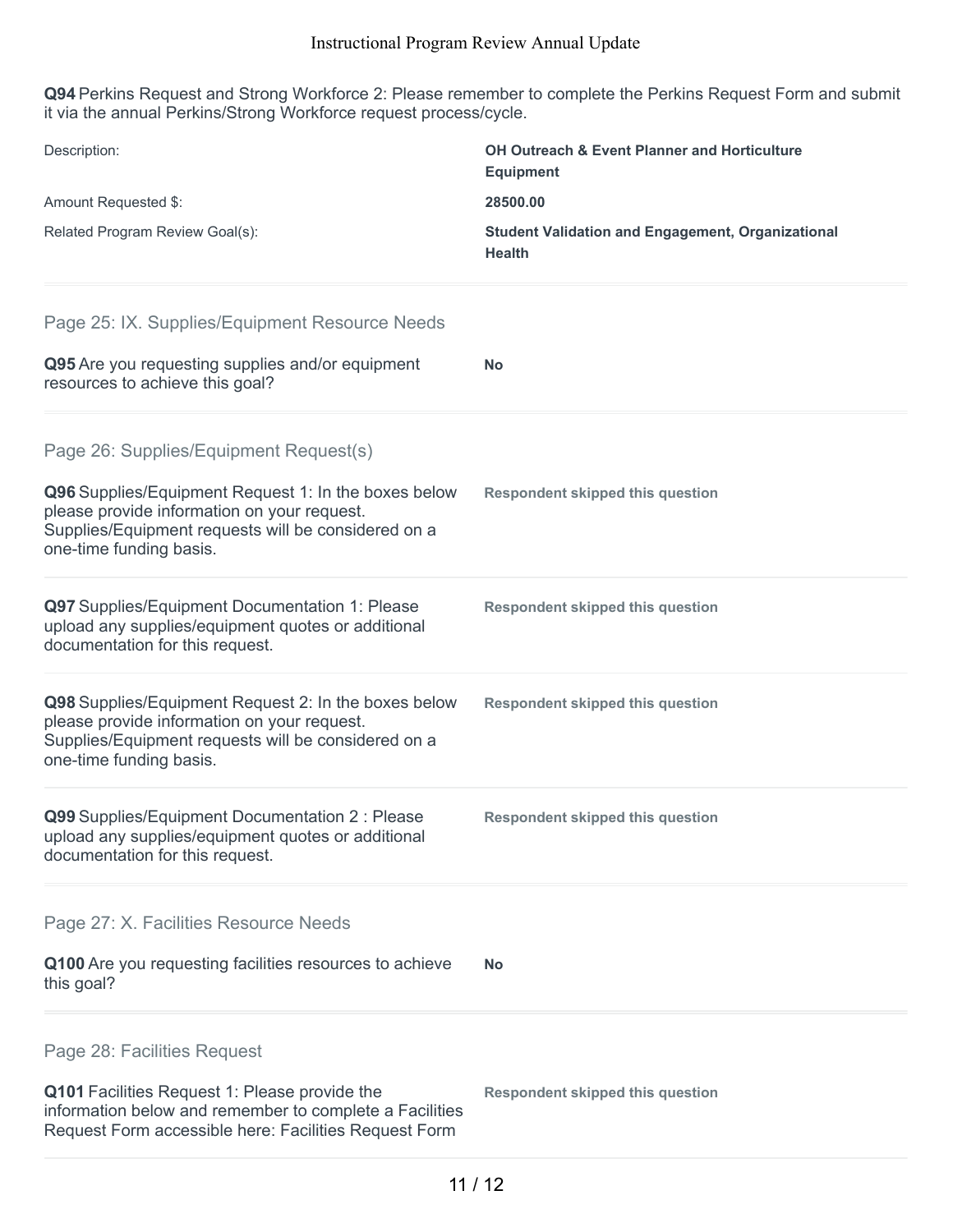**Q94** Perkins Request and Strong Workforce 2: Please remember to complete the Perkins Request Form and submit it via the annual Perkins/Strong Workforce request process/cycle.

| | |
|---|---|
| Description: | **OH Outreach & Event Planner and Horticulture Equipment** |
| Amount Requested $: | **28500.00** |
| Related Program Review Goal(s): | **Student Validation and Engagement, Organizational Health** |

## Page 25: IX. Supplies/Equipment Resource Needs

**Q95** Are you requesting supplies and/or equipment resources to achieve this goal?

**No**

## Page 26: Supplies/Equipment Request(s)

**Q96** Supplies/Equipment Request 1: In the boxes below please provide information on your request. Supplies/Equipment requests will be considered on a one-time funding basis.

**Respondent skipped this question**

**Q97** Supplies/Equipment Documentation 1: Please upload any supplies/equipment quotes or additional documentation for this request.

**Respondent skipped this question**

**Q98** Supplies/Equipment Request 2: In the boxes below please provide information on your request. Supplies/Equipment requests will be considered on a one-time funding basis.

**Respondent skipped this question**

**Q99** Supplies/Equipment Documentation 2 : Please upload any supplies/equipment quotes or additional documentation for this request.

**Respondent skipped this question**

## Page 27: X. Facilities Resource Needs

**Q100** Are you requesting facilities resources to achieve this goal?

**No**

## Page 28: Facilities Request

**Q101** Facilities Request 1: Please provide the information below and remember to complete a Facilities Request Form accessible here: Facilities Request Form

**Respondent skipped this question**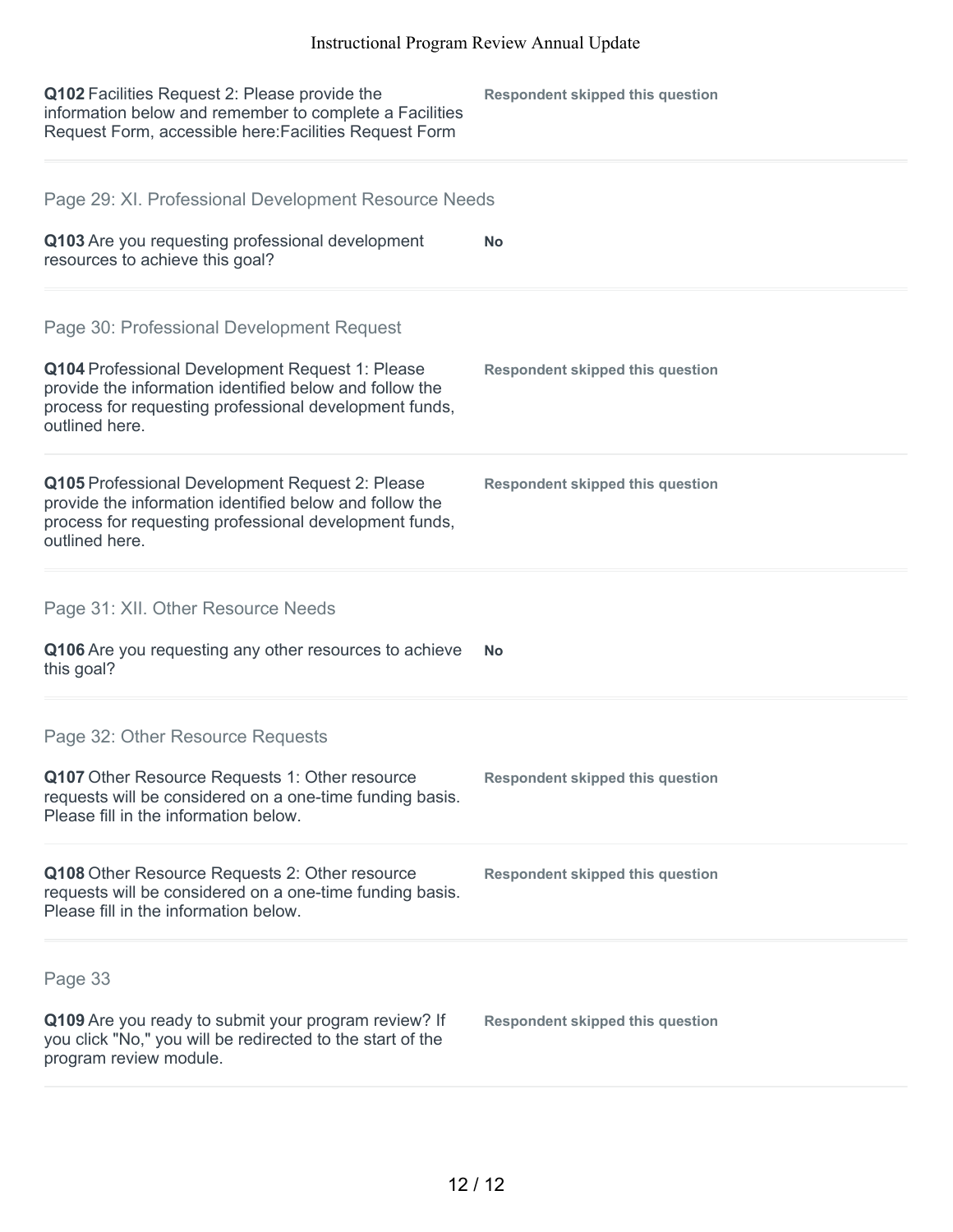**Q102** Facilities Request 2: Please provide the information below and remember to complete a Facilities Request Form, accessible here:Facilities Request Form

**Respondent skipped this question**

## Page 29: XI. Professional Development Resource Needs

**Q103** Are you requesting professional development resources to achieve this goal?

**No**

## Page 30: Professional Development Request

**Q104** Professional Development Request 1: Please provide the information identified below and follow the process for requesting professional development funds, outlined here.

**Respondent skipped this question**

**Q105** Professional Development Request 2: Please provide the information identified below and follow the process for requesting professional development funds, outlined here.

**Respondent skipped this question**

## Page 31: XII. Other Resource Needs

**Q106** Are you requesting any other resources to achieve this goal?

**No**

## Page 32: Other Resource Requests

**Q107** Other Resource Requests 1: Other resource requests will be considered on a one-time funding basis. Please fill in the information below.

**Respondent skipped this question**

**Q108** Other Resource Requests 2: Other resource requests will be considered on a one-time funding basis. Please fill in the information below.

**Respondent skipped this question**

## Page 33

**Q109** Are you ready to submit your program review? If you click "No," you will be redirected to the start of the program review module.

**Respondent skipped this question**